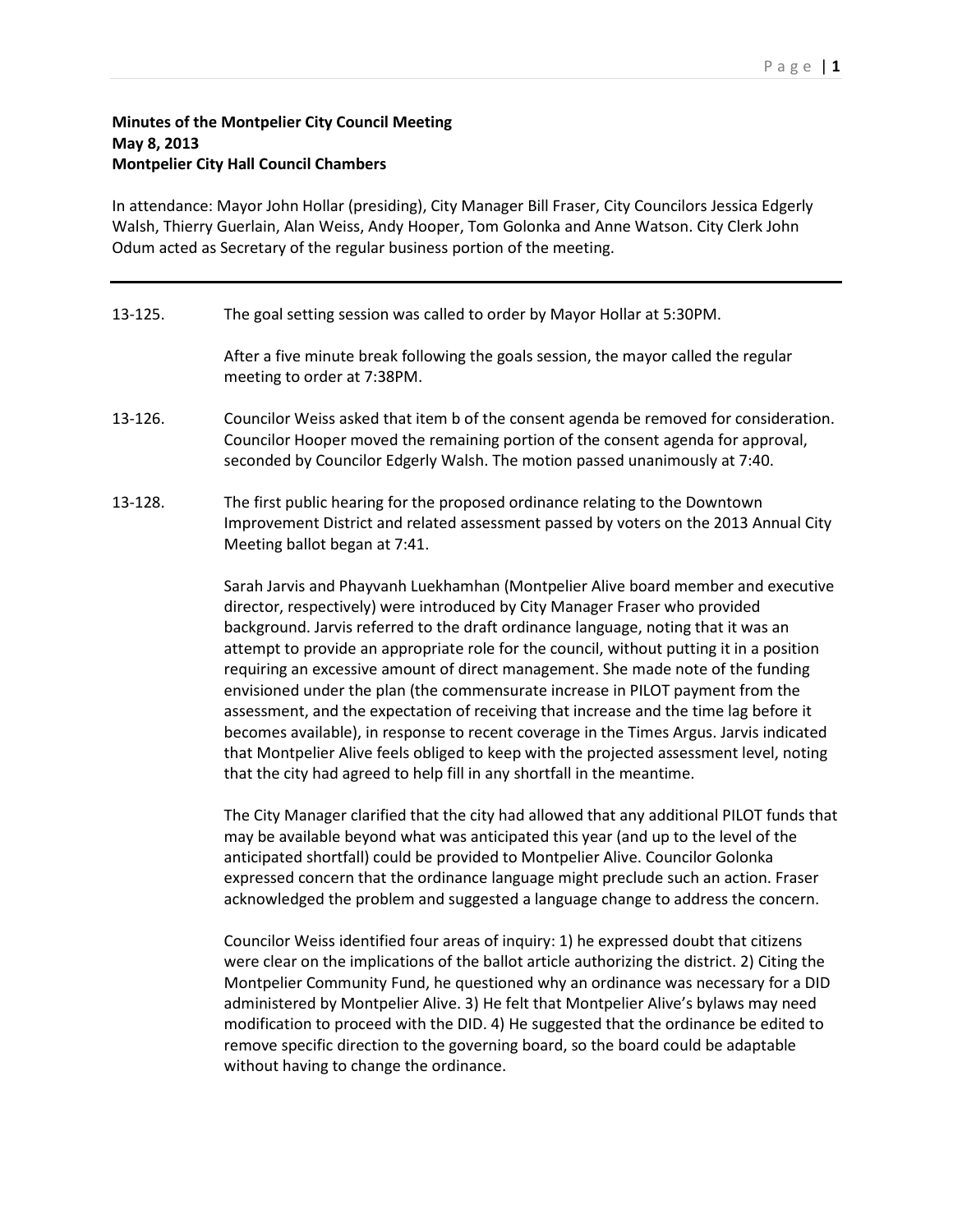**Minutes of the Montpelier City Council Meeting**
**May 8, 2013**
**Montpelier City Hall Council Chambers**

In attendance: Mayor John Hollar (presiding), City Manager Bill Fraser, City Councilors Jessica Edgerly Walsh, Thierry Guerlain, Alan Weiss, Andy Hooper, Tom Golonka and Anne Watson. City Clerk John Odum acted as Secretary of the regular business portion of the meeting.

---

13-125. The goal setting session was called to order by Mayor Hollar at 5:30PM.

After a five minute break following the goals session, the mayor called the regular meeting to order at 7:38PM.

13-126. Councilor Weiss asked that item b of the consent agenda be removed for consideration. Councilor Hooper moved the remaining portion of the consent agenda for approval, seconded by Councilor Edgerly Walsh. The motion passed unanimously at 7:40.

13-128. The first public hearing for the proposed ordinance relating to the Downtown Improvement District and related assessment passed by voters on the 2013 Annual City Meeting ballot began at 7:41.

Sarah Jarvis and Phayvanh Luekhamhan (Montpelier Alive board member and executive director, respectively) were introduced by City Manager Fraser who provided background. Jarvis referred to the draft ordinance language, noting that it was an attempt to provide an appropriate role for the council, without putting it in a position requiring an excessive amount of direct management. She made note of the funding envisioned under the plan (the commensurate increase in PILOT payment from the assessment, and the expectation of receiving that increase and the time lag before it becomes available), in response to recent coverage in the Times Argus. Jarvis indicated that Montpelier Alive feels obliged to keep with the projected assessment level, noting that the city had agreed to help fill in any shortfall in the meantime.

The City Manager clarified that the city had allowed that any additional PILOT funds that may be available beyond what was anticipated this year (and up to the level of the anticipated shortfall) could be provided to Montpelier Alive. Councilor Golonka expressed concern that the ordinance language might preclude such an action. Fraser acknowledged the problem and suggested a language change to address the concern.

Councilor Weiss identified four areas of inquiry: 1) he expressed doubt that citizens were clear on the implications of the ballot article authorizing the district. 2) Citing the Montpelier Community Fund, he questioned why an ordinance was necessary for a DID administered by Montpelier Alive. 3) He felt that Montpelier Alive's bylaws may need modification to proceed with the DID. 4) He suggested that the ordinance be edited to remove specific direction to the governing board, so the board could be adaptable without having to change the ordinance.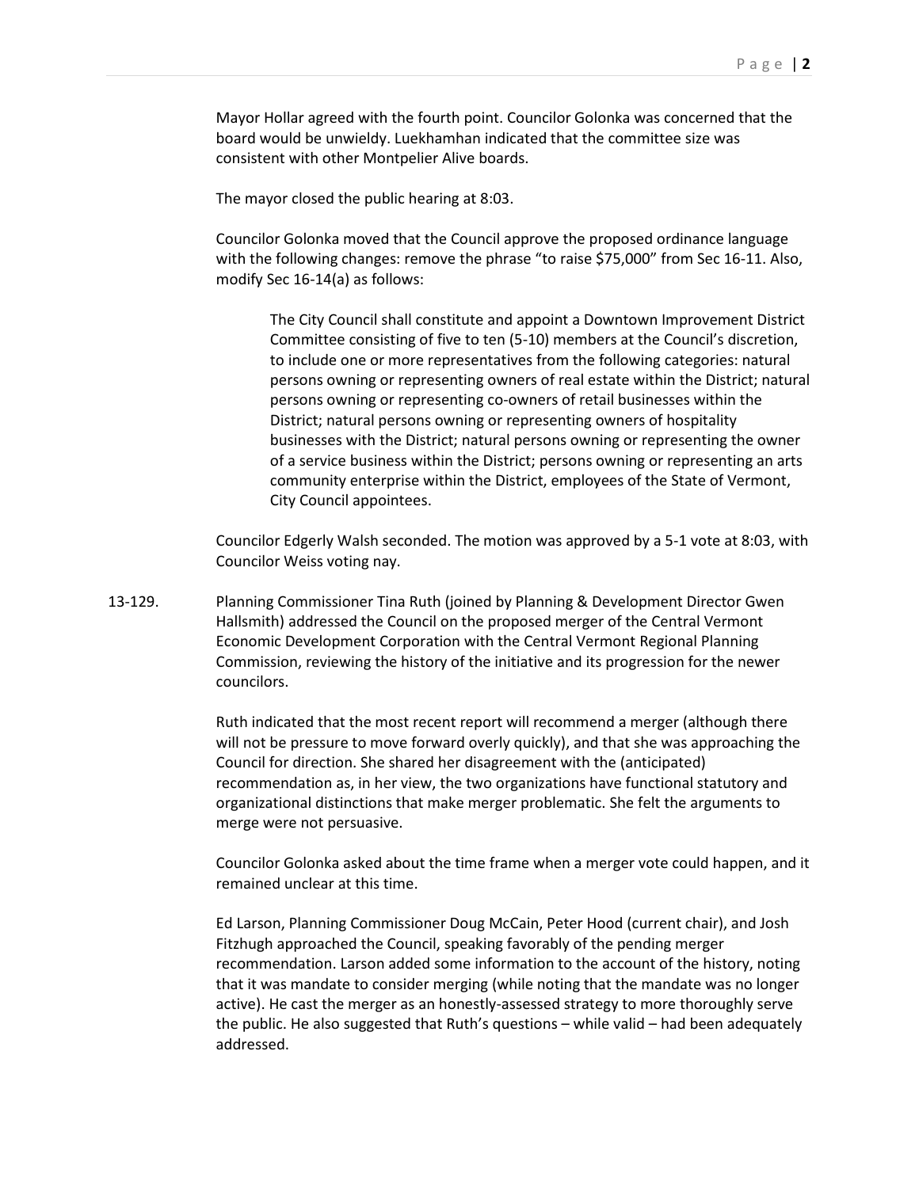Mayor Hollar agreed with the fourth point. Councilor Golonka was concerned that the board would be unwieldy. Luekhamhan indicated that the committee size was consistent with other Montpelier Alive boards.

The mayor closed the public hearing at 8:03.

Councilor Golonka moved that the Council approve the proposed ordinance language with the following changes: remove the phrase "to raise $75,000" from Sec 16-11. Also, modify Sec 16-14(a) as follows:

> The City Council shall constitute and appoint a Downtown Improvement District Committee consisting of five to ten (5-10) members at the Council's discretion, to include one or more representatives from the following categories: natural persons owning or representing owners of real estate within the District; natural persons owning or representing co-owners of retail businesses within the District; natural persons owning or representing owners of hospitality businesses with the District; natural persons owning or representing the owner of a service business within the District; persons owning or representing an arts community enterprise within the District, employees of the State of Vermont, City Council appointees.

Councilor Edgerly Walsh seconded. The motion was approved by a 5-1 vote at 8:03, with Councilor Weiss voting nay.

13-129. Planning Commissioner Tina Ruth (joined by Planning & Development Director Gwen Hallsmith) addressed the Council on the proposed merger of the Central Vermont Economic Development Corporation with the Central Vermont Regional Planning Commission, reviewing the history of the initiative and its progression for the newer councilors.

Ruth indicated that the most recent report will recommend a merger (although there will not be pressure to move forward overly quickly), and that she was approaching the Council for direction. She shared her disagreement with the (anticipated) recommendation as, in her view, the two organizations have functional statutory and organizational distinctions that make merger problematic. She felt the arguments to merge were not persuasive.

Councilor Golonka asked about the time frame when a merger vote could happen, and it remained unclear at this time.

Ed Larson, Planning Commissioner Doug McCain, Peter Hood (current chair), and Josh Fitzhugh approached the Council, speaking favorably of the pending merger recommendation. Larson added some information to the account of the history, noting that it was mandate to consider merging (while noting that the mandate was no longer active). He cast the merger as an honestly-assessed strategy to more thoroughly serve the public. He also suggested that Ruth's questions – while valid – had been adequately addressed.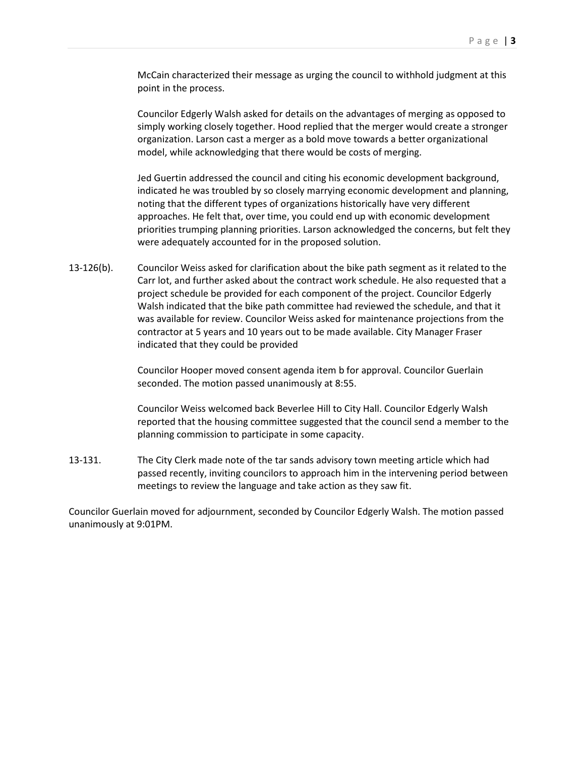McCain characterized their message as urging the council to withhold judgment at this point in the process.

Councilor Edgerly Walsh asked for details on the advantages of merging as opposed to simply working closely together. Hood replied that the merger would create a stronger organization. Larson cast a merger as a bold move towards a better organizational model, while acknowledging that there would be costs of merging.

Jed Guertin addressed the council and citing his economic development background, indicated he was troubled by so closely marrying economic development and planning, noting that the different types of organizations historically have very different approaches. He felt that, over time, you could end up with economic development priorities trumping planning priorities. Larson acknowledged the concerns, but felt they were adequately accounted for in the proposed solution.

13-126(b). Councilor Weiss asked for clarification about the bike path segment as it related to the Carr lot, and further asked about the contract work schedule. He also requested that a project schedule be provided for each component of the project. Councilor Edgerly Walsh indicated that the bike path committee had reviewed the schedule, and that it was available for review. Councilor Weiss asked for maintenance projections from the contractor at 5 years and 10 years out to be made available. City Manager Fraser indicated that they could be provided

Councilor Hooper moved consent agenda item b for approval. Councilor Guerlain seconded. The motion passed unanimously at 8:55.

Councilor Weiss welcomed back Beverlee Hill to City Hall. Councilor Edgerly Walsh reported that the housing committee suggested that the council send a member to the planning commission to participate in some capacity.

13-131. The City Clerk made note of the tar sands advisory town meeting article which had passed recently, inviting councilors to approach him in the intervening period between meetings to review the language and take action as they saw fit.

Councilor Guerlain moved for adjournment, seconded by Councilor Edgerly Walsh. The motion passed unanimously at 9:01PM.